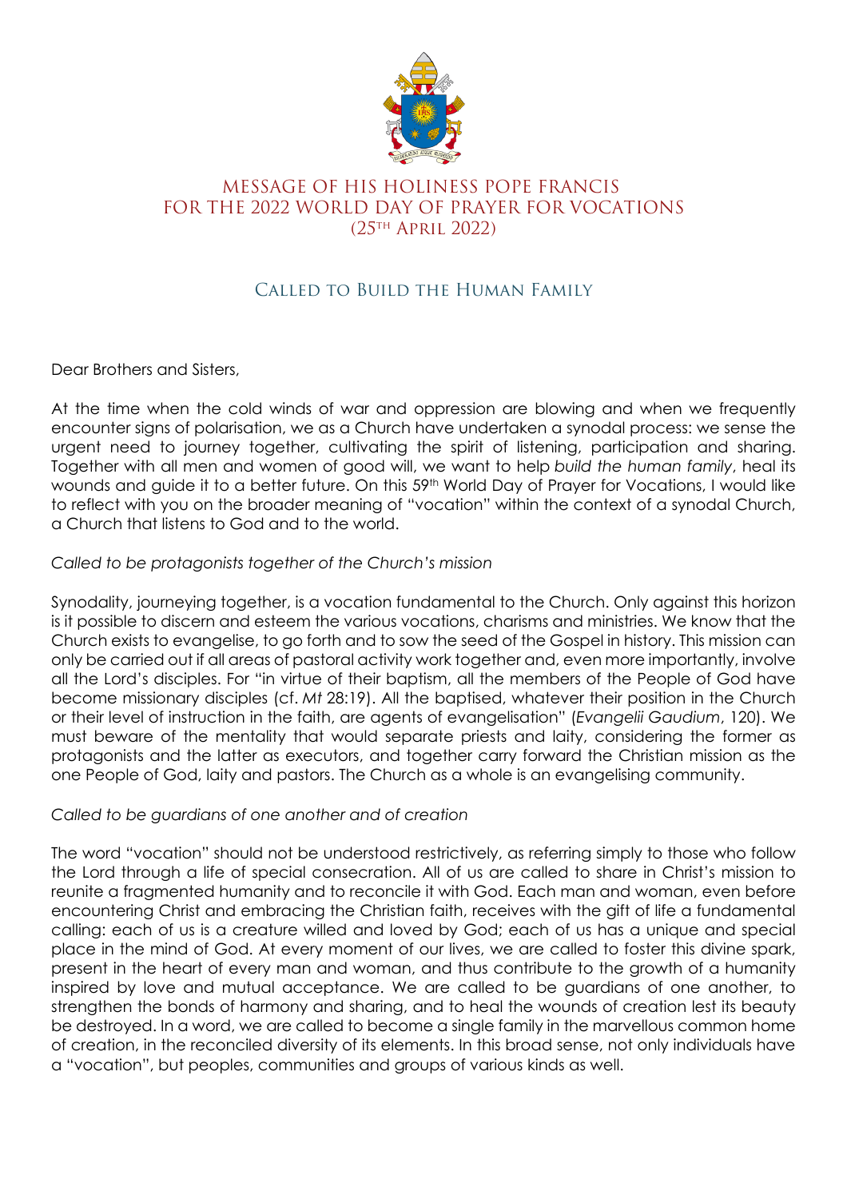# MESSAGE OF HIS HOLINESS POPE FRANCIS FOR THE 2022 WORLD DAY OF PRAYER FOR VOCATIONS (25TH APRIL 2022)

## CALLED TO BUILD THE HUMAN FAMILY

Dear Brothers and Sisters,

At the time when the cold winds of war and oppression are blowing and when we frequently encounter signs of polarisation, we as a Church have undertaken a synodal process: we sense the urgent need to journey together, cultivating the spirit of listening, participation and sharing. Together with all men and women of good will, we want to help *build the human family*, heal its wounds and guide it to a better future. On this 59th World Day of Prayer for Vocations, I would like to reflect with you on the broader meaning of "vocation" within the context of a synodal Church, a Church that listens to God and to the world.

*Called to be protagonists together of the Church's mission*

Synodality, journeying together, is a vocation fundamental to the Church. Only against this horizon is it possible to discern and esteem the various vocations, charisms and ministries. We know that the Church exists to evangelise, to go forth and to sow the seed of the Gospel in history. This mission can only be carried out if all areas of pastoral activity work together and, even more importantly, involve all the Lord's disciples. For "in virtue of their baptism, all the members of the People of God have become missionary disciples (cf. *Mt* 28:19). All the baptised, whatever their position in the Church or their level of instruction in the faith, are agents of evangelisation" (*Evangelii Gaudium*, 120). We must beware of the mentality that would separate priests and laity, considering the former as protagonists and the latter as executors, and together carry forward the Christian mission as the one People of God, laity and pastors. The Church as a whole is an evangelising community.

*Called to be guardians of one another and of creation*

The word "vocation" should not be understood restrictively, as referring simply to those who follow the Lord through a life of special consecration. All of us are called to share in Christ's mission to reunite a fragmented humanity and to reconcile it with God. Each man and woman, even before encountering Christ and embracing the Christian faith, receives with the gift of life a fundamental calling: each of us is a creature willed and loved by God; each of us has a unique and special place in the mind of God. At every moment of our lives, we are called to foster this divine spark, present in the heart of every man and woman, and thus contribute to the growth of a humanity inspired by love and mutual acceptance. We are called to be guardians of one another, to strengthen the bonds of harmony and sharing, and to heal the wounds of creation lest its beauty be destroyed. In a word, we are called to become a single family in the marvellous common home of creation, in the reconciled diversity of its elements. In this broad sense, not only individuals have a "vocation", but peoples, communities and groups of various kinds as well.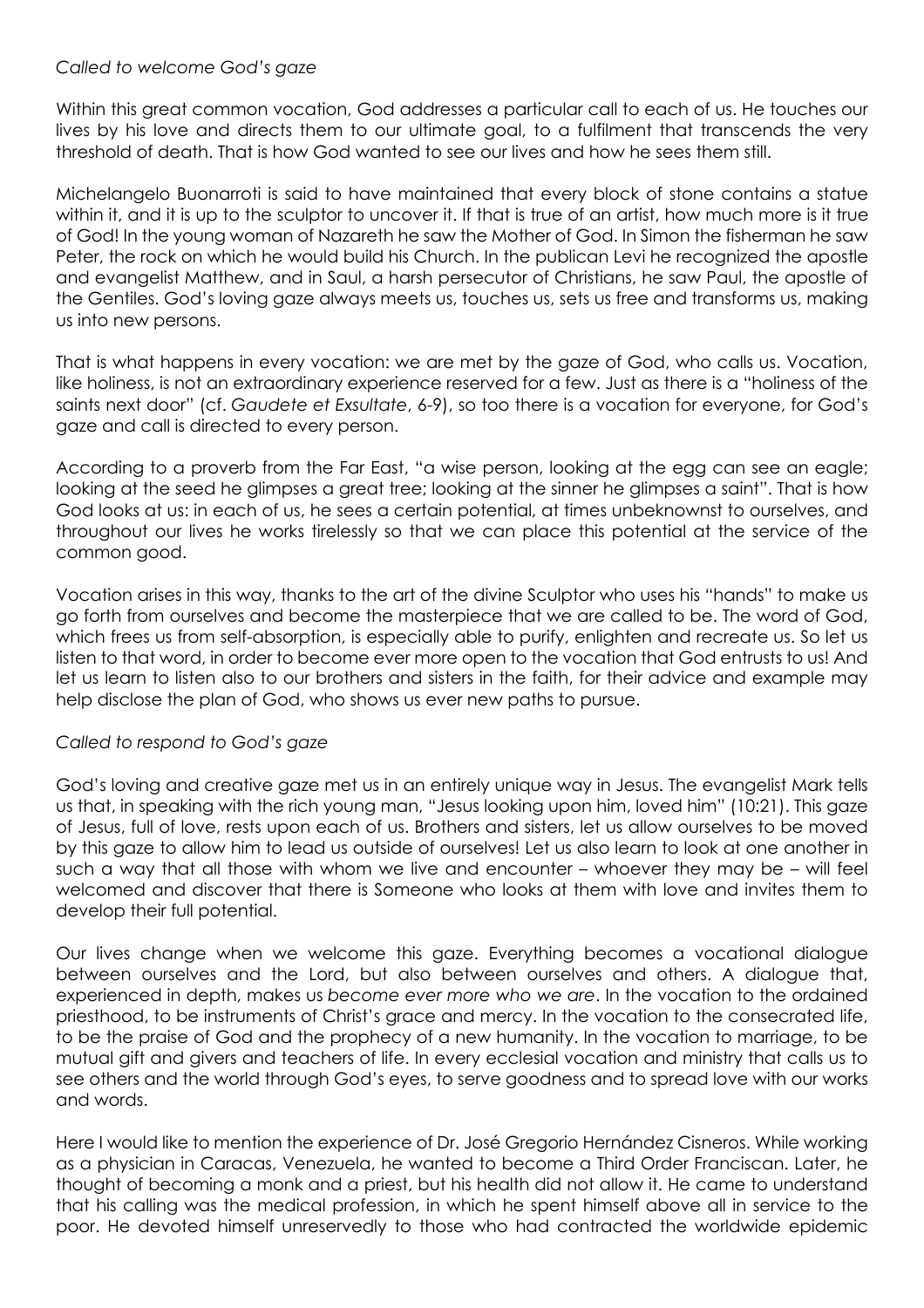*Called to welcome God's gaze*

Within this great common vocation, God addresses a particular call to each of us. He touches our lives by his love and directs them to our ultimate goal, to a fulfilment that transcends the very threshold of death. That is how God wanted to see our lives and how he sees them still.

Michelangelo Buonarroti is said to have maintained that every block of stone contains a statue within it, and it is up to the sculptor to uncover it. If that is true of an artist, how much more is it true of God! In the young woman of Nazareth he saw the Mother of God. In Simon the fisherman he saw Peter, the rock on which he would build his Church. In the publican Levi he recognized the apostle and evangelist Matthew, and in Saul, a harsh persecutor of Christians, he saw Paul, the apostle of the Gentiles. God's loving gaze always meets us, touches us, sets us free and transforms us, making us into new persons.

That is what happens in every vocation: we are met by the gaze of God, who calls us. Vocation, like holiness, is not an extraordinary experience reserved for a few. Just as there is a "holiness of the saints next door" (cf. *Gaudete et Exsultate*, 6-9), so too there is a vocation for everyone, for God's gaze and call is directed to every person.

According to a proverb from the Far East, "a wise person, looking at the egg can see an eagle; looking at the seed he glimpses a great tree; looking at the sinner he glimpses a saint". That is how God looks at us: in each of us, he sees a certain potential, at times unbeknownst to ourselves, and throughout our lives he works tirelessly so that we can place this potential at the service of the common good.

Vocation arises in this way, thanks to the art of the divine Sculptor who uses his "hands" to make us go forth from ourselves and become the masterpiece that we are called to be. The word of God, which frees us from self-absorption, is especially able to purify, enlighten and recreate us. So let us listen to that word, in order to become ever more open to the vocation that God entrusts to us! And let us learn to listen also to our brothers and sisters in the faith, for their advice and example may help disclose the plan of God, who shows us ever new paths to pursue.

*Called to respond to God's gaze*

God's loving and creative gaze met us in an entirely unique way in Jesus. The evangelist Mark tells us that, in speaking with the rich young man, "Jesus looking upon him, loved him" (10:21). This gaze of Jesus, full of love, rests upon each of us. Brothers and sisters, let us allow ourselves to be moved by this gaze to allow him to lead us outside of ourselves! Let us also learn to look at one another in such a way that all those with whom we live and encounter – whoever they may be – will feel welcomed and discover that there is Someone who looks at them with love and invites them to develop their full potential.

Our lives change when we welcome this gaze. Everything becomes a vocational dialogue between ourselves and the Lord, but also between ourselves and others. A dialogue that, experienced in depth, makes us *become ever more who we are*. In the vocation to the ordained priesthood, to be instruments of Christ's grace and mercy. In the vocation to the consecrated life, to be the praise of God and the prophecy of a new humanity. In the vocation to marriage, to be mutual gift and givers and teachers of life. In every ecclesial vocation and ministry that calls us to see others and the world through God's eyes, to serve goodness and to spread love with our works and words.

Here I would like to mention the experience of Dr. José Gregorio Hernández Cisneros. While working as a physician in Caracas, Venezuela, he wanted to become a Third Order Franciscan. Later, he thought of becoming a monk and a priest, but his health did not allow it. He came to understand that his calling was the medical profession, in which he spent himself above all in service to the poor. He devoted himself unreservedly to those who had contracted the worldwide epidemic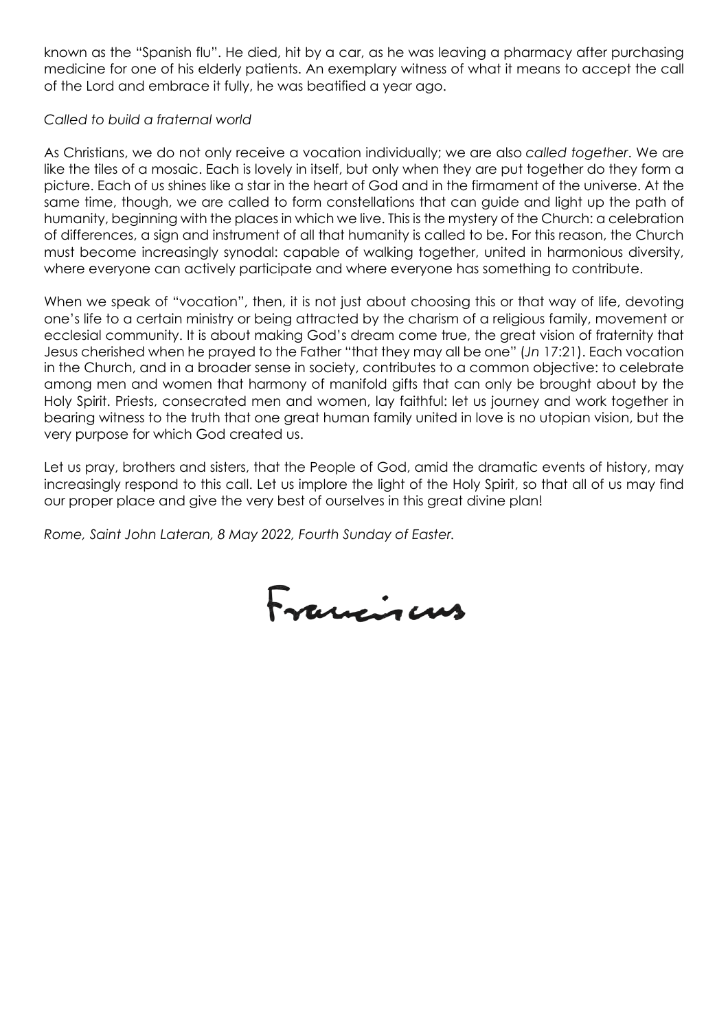known as the "Spanish flu". He died, hit by a car, as he was leaving a pharmacy after purchasing medicine for one of his elderly patients. An exemplary witness of what it means to accept the call of the Lord and embrace it fully, he was beatified a year ago.

*Called to build a fraternal world*

As Christians, we do not only receive a vocation individually; we are also *called together*. We are like the tiles of a mosaic. Each is lovely in itself, but only when they are put together do they form a picture. Each of us shines like a star in the heart of God and in the firmament of the universe. At the same time, though, we are called to form constellations that can guide and light up the path of humanity, beginning with the places in which we live. This is the mystery of the Church: a celebration of differences, a sign and instrument of all that humanity is called to be. For this reason, the Church must become increasingly synodal: capable of walking together, united in harmonious diversity, where everyone can actively participate and where everyone has something to contribute.

When we speak of "vocation", then, it is not just about choosing this or that way of life, devoting one's life to a certain ministry or being attracted by the charism of a religious family, movement or ecclesial community. It is about making God's dream come true, the great vision of fraternity that Jesus cherished when he prayed to the Father "that they may all be one" (*Jn* 17:21). Each vocation in the Church, and in a broader sense in society, contributes to a common objective: to celebrate among men and women that harmony of manifold gifts that can only be brought about by the Holy Spirit. Priests, consecrated men and women, lay faithful: let us journey and work together in bearing witness to the truth that one great human family united in love is no utopian vision, but the very purpose for which God created us.

Let us pray, brothers and sisters, that the People of God, amid the dramatic events of history, may increasingly respond to this call. Let us implore the light of the Holy Spirit, so that all of us may find our proper place and give the very best of ourselves in this great divine plan!

*Rome, Saint John Lateran, 8 May 2022, Fourth Sunday of Easter.*

Franciscus